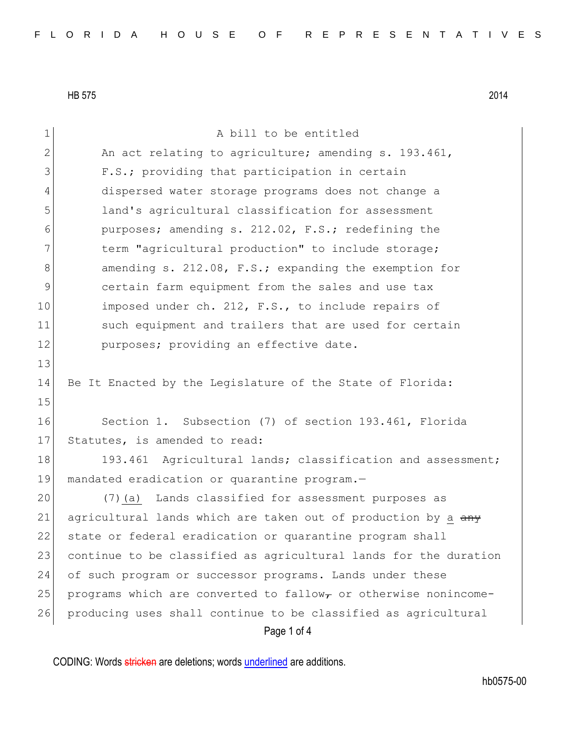HB 575 2014

A bill to be entitled

An act relating to agriculture; amending s. 193.461, F.S.; providing that participation in certain dispersed water storage programs does not change a land's agricultural classification for assessment purposes; amending s. 212.02, F.S.; redefining the term "agricultural production" to include storage; amending s. 212.08, F.S.; expanding the exemption for certain farm equipment from the sales and use tax imposed under ch. 212, F.S., to include repairs of such equipment and trailers that are used for certain purposes; providing an effective date.

Be It Enacted by the Legislature of the State of Florida:

Section 1. Subsection (7) of section 193.461, Florida Statutes, is amended to read:

193.461 Agricultural lands; classification and assessment; mandated eradication or quarantine program.—

(7)(a) Lands classified for assessment purposes as agricultural lands which are taken out of production by a ~~any~~ state or federal eradication or quarantine program shall continue to be classified as agricultural lands for the duration of such program or successor programs. Lands under these programs which are converted to fallow~~,~~ or otherwise nonincome-producing uses shall continue to be classified as agricultural

CODING: Words ~~stricken~~ are deletions; words underlined are additions.

hb0575-00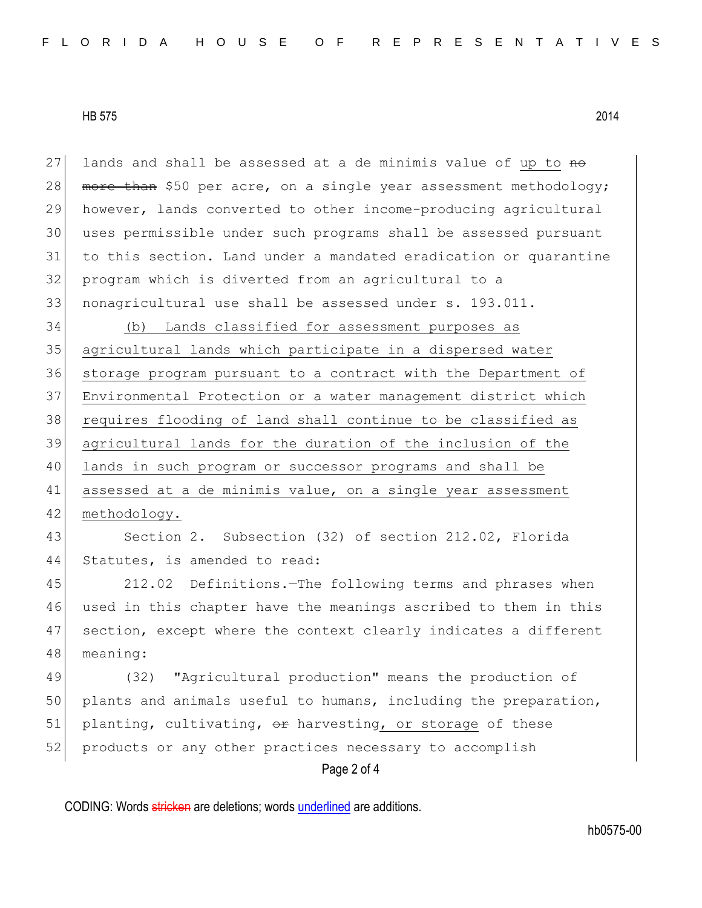lands and shall be assessed at a de minimis value of <u>up to</u> ~~no more than~~ $50 per acre, on a single year assessment methodology; however, lands converted to other income-producing agricultural uses permissible under such programs shall be assessed pursuant to this section. Land under a mandated eradication or quarantine program which is diverted from an agricultural to a nonagricultural use shall be assessed under s. 193.011.

<u>(b) Lands classified for assessment purposes as agricultural lands which participate in a dispersed water storage program pursuant to a contract with the Department of Environmental Protection or a water management district which requires flooding of land shall continue to be classified as agricultural lands for the duration of the inclusion of the lands in such program or successor programs and shall be assessed at a de minimis value, on a single year assessment methodology.</u>

Section 2. Subsection (32) of section 212.02, Florida Statutes, is amended to read:

212.02 Definitions.—The following terms and phrases when used in this chapter have the meanings ascribed to them in this section, except where the context clearly indicates a different meaning:

(32) "Agricultural production" means the production of plants and animals useful to humans, including the preparation, planting, cultivating, ~~or~~ harvesting<u>, or storage</u> of these products or any other practices necessary to accomplish

CODING: Words ~~stricken~~ are deletions; words <u>underlined</u> are additions.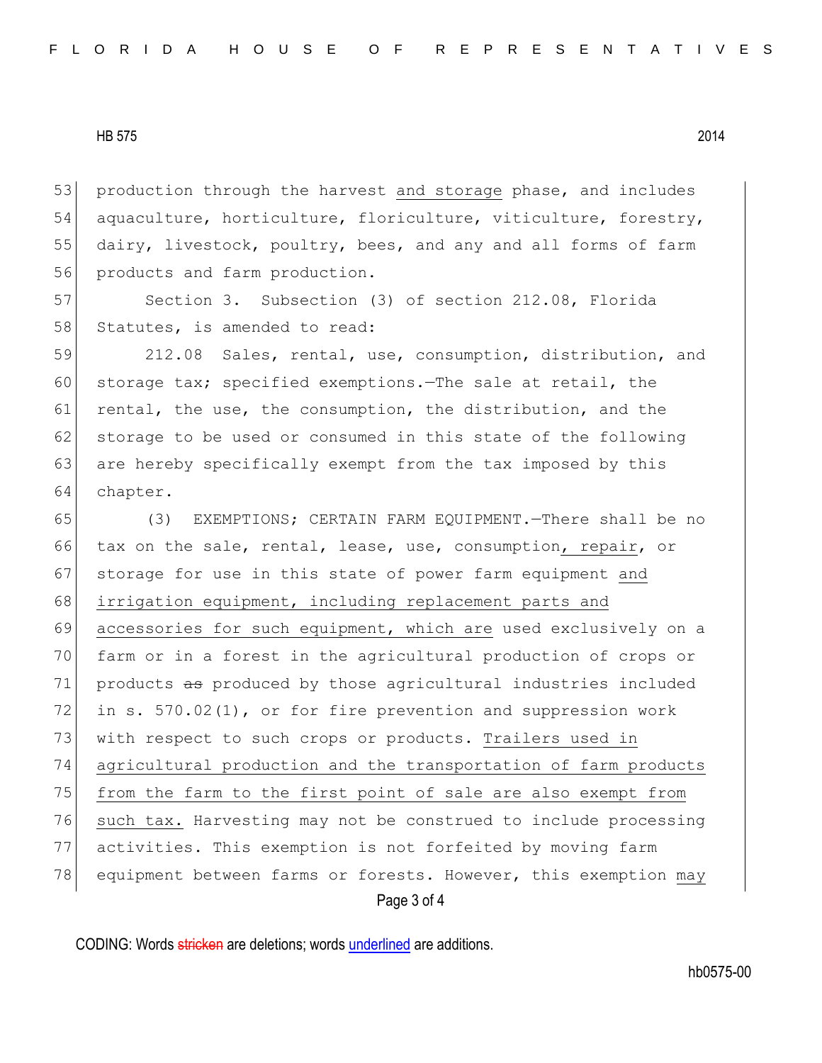production through the harvest and storage phase, and includes aquaculture, horticulture, floriculture, viticulture, forestry, dairy, livestock, poultry, bees, and any and all forms of farm products and farm production.

Section 3. Subsection (3) of section 212.08, Florida Statutes, is amended to read:

212.08 Sales, rental, use, consumption, distribution, and storage tax; specified exemptions.—The sale at retail, the rental, the use, the consumption, the distribution, and the storage to be used or consumed in this state of the following are hereby specifically exempt from the tax imposed by this chapter.

(3) EXEMPTIONS; CERTAIN FARM EQUIPMENT.—There shall be no tax on the sale, rental, lease, use, consumption, repair, or storage for use in this state of power farm equipment and irrigation equipment, including replacement parts and accessories for such equipment, which are used exclusively on a farm or in a forest in the agricultural production of crops or products ~~as~~ produced by those agricultural industries included in s. 570.02(1), or for fire prevention and suppression work with respect to such crops or products. Trailers used in agricultural production and the transportation of farm products from the farm to the first point of sale are also exempt from such tax. Harvesting may not be construed to include processing activities. This exemption is not forfeited by moving farm equipment between farms or forests. However, this exemption may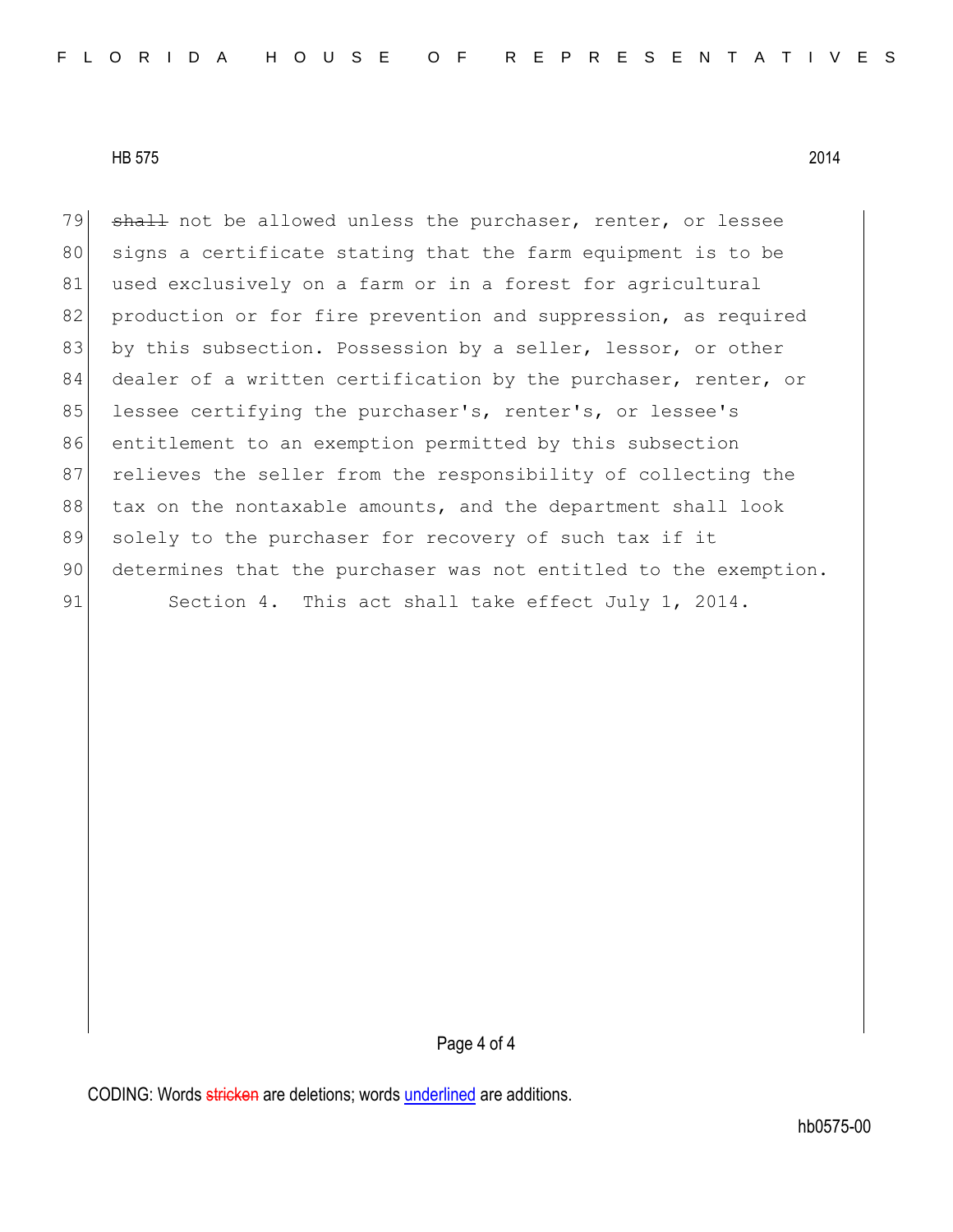~~shall~~ not be allowed unless the purchaser, renter, or lessee signs a certificate stating that the farm equipment is to be used exclusively on a farm or in a forest for agricultural production or for fire prevention and suppression, as required by this subsection. Possession by a seller, lessor, or other dealer of a written certification by the purchaser, renter, or lessee certifying the purchaser's, renter's, or lessee's entitlement to an exemption permitted by this subsection relieves the seller from the responsibility of collecting the tax on the nontaxable amounts, and the department shall look solely to the purchaser for recovery of such tax if it determines that the purchaser was not entitled to the exemption.

Section 4. This act shall take effect July 1, 2014.